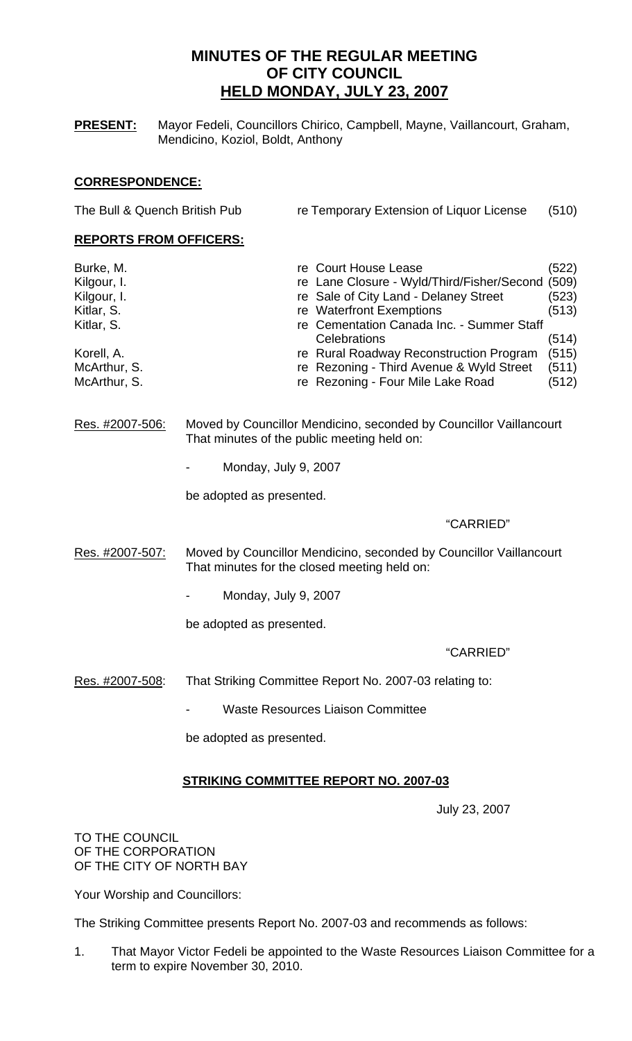# MINUTES OF THE REGULAR MEETING OF CITY COUNCIL HELD MONDAY, JULY 23, 2007

**PRESENT:** Mayor Fedeli, Councillors Chirico, Campbell, Mayne, Vaillancourt, Graham, Mendicino, Koziol, Boldt, Anthony

## CORRESPONDENCE:

| | | |
|---|---|---|
| The Bull & Quench British Pub | re Temporary Extension of Liquor License | (510) |

## REPORTS FROM OFFICERS:

| | | |
|---|---|---|
| Burke, M. | re Court House Lease | (522) |
| Kilgour, I. | re Lane Closure - Wyld/Third/Fisher/Second | (509) |
| Kilgour, I. | re Sale of City Land - Delaney Street | (523) |
| Kitlar, S. | re Waterfront Exemptions | (513) |
| Kitlar, S. | re Cementation Canada Inc. - Summer Staff Celebrations | (514) |
| Korell, A. | re Rural Roadway Reconstruction Program | (515) |
| McArthur, S. | re Rezoning - Third Avenue & Wyld Street | (511) |
| McArthur, S. | re Rezoning - Four Mile Lake Road | (512) |

Res. #2007-506: Moved by Councillor Mendicino, seconded by Councillor Vaillancourt That minutes of the public meeting held on:

- Monday, July 9, 2007

be adopted as presented.

"CARRIED"

Res. #2007-507: Moved by Councillor Mendicino, seconded by Councillor Vaillancourt That minutes for the closed meeting held on:

- Monday, July 9, 2007

be adopted as presented.

"CARRIED"

Res. #2007-508: That Striking Committee Report No. 2007-03 relating to:

- Waste Resources Liaison Committee

be adopted as presented.

## STRIKING COMMITTEE REPORT NO. 2007-03

July 23, 2007

TO THE COUNCIL
OF THE CORPORATION
OF THE CITY OF NORTH BAY

Your Worship and Councillors:

The Striking Committee presents Report No. 2007-03 and recommends as follows:

1. That Mayor Victor Fedeli be appointed to the Waste Resources Liaison Committee for a term to expire November 30, 2010.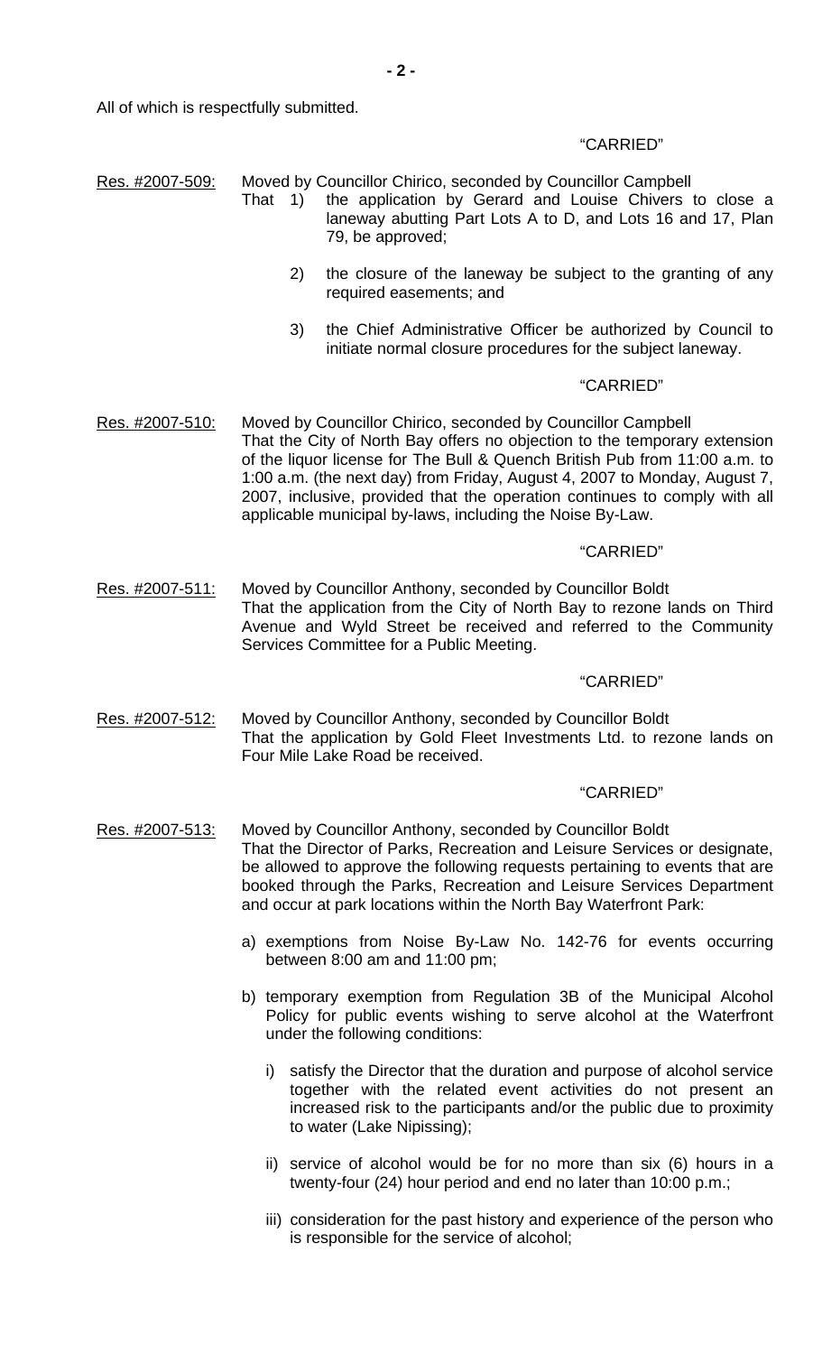All of which is respectfully submitted.

"CARRIED"

Res. #2007-509: Moved by Councillor Chirico, seconded by Councillor Campbell
That 1) the application by Gerard and Louise Chivers to close a laneway abutting Part Lots A to D, and Lots 16 and 17, Plan 79, be approved;

2) the closure of the laneway be subject to the granting of any required easements; and

3) the Chief Administrative Officer be authorized by Council to initiate normal closure procedures for the subject laneway.

"CARRIED"

Res. #2007-510: Moved by Councillor Chirico, seconded by Councillor Campbell
That the City of North Bay offers no objection to the temporary extension of the liquor license for The Bull & Quench British Pub from 11:00 a.m. to 1:00 a.m. (the next day) from Friday, August 4, 2007 to Monday, August 7, 2007, inclusive, provided that the operation continues to comply with all applicable municipal by-laws, including the Noise By-Law.

"CARRIED"

Res. #2007-511: Moved by Councillor Anthony, seconded by Councillor Boldt
That the application from the City of North Bay to rezone lands on Third Avenue and Wyld Street be received and referred to the Community Services Committee for a Public Meeting.

"CARRIED"

Res. #2007-512: Moved by Councillor Anthony, seconded by Councillor Boldt
That the application by Gold Fleet Investments Ltd. to rezone lands on Four Mile Lake Road be received.

"CARRIED"

Res. #2007-513: Moved by Councillor Anthony, seconded by Councillor Boldt
That the Director of Parks, Recreation and Leisure Services or designate, be allowed to approve the following requests pertaining to events that are booked through the Parks, Recreation and Leisure Services Department and occur at park locations within the North Bay Waterfront Park:

a) exemptions from Noise By-Law No. 142-76 for events occurring between 8:00 am and 11:00 pm;

b) temporary exemption from Regulation 3B of the Municipal Alcohol Policy for public events wishing to serve alcohol at the Waterfront under the following conditions:

i) satisfy the Director that the duration and purpose of alcohol service together with the related event activities do not present an increased risk to the participants and/or the public due to proximity to water (Lake Nipissing);

ii) service of alcohol would be for no more than six (6) hours in a twenty-four (24) hour period and end no later than 10:00 p.m.;

iii) consideration for the past history and experience of the person who is responsible for the service of alcohol;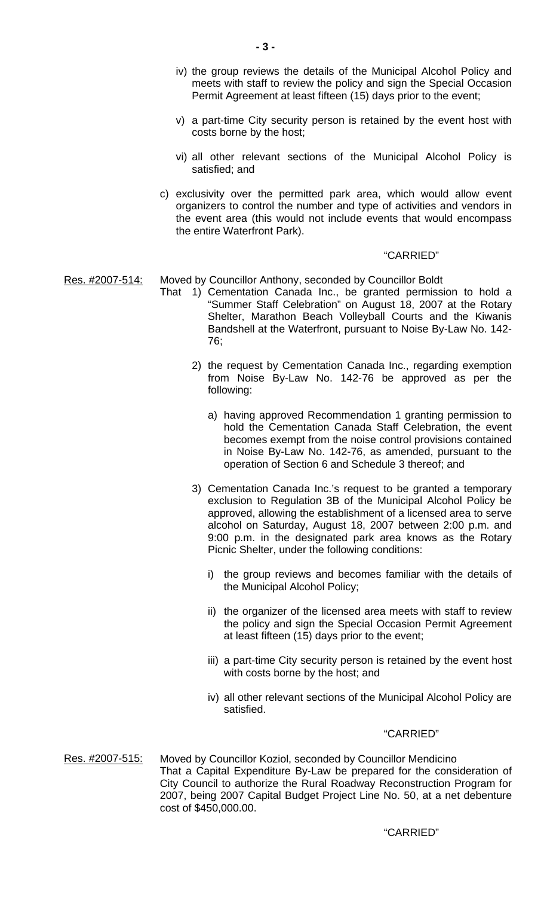iv) the group reviews the details of the Municipal Alcohol Policy and meets with staff to review the policy and sign the Special Occasion Permit Agreement at least fifteen (15) days prior to the event;

v) a part-time City security person is retained by the event host with costs borne by the host;

vi) all other relevant sections of the Municipal Alcohol Policy is satisfied; and

c) exclusivity over the permitted park area, which would allow event organizers to control the number and type of activities and vendors in the event area (this would not include events that would encompass the entire Waterfront Park).

"CARRIED"

Res. #2007-514: Moved by Councillor Anthony, seconded by Councillor Boldt

That 1) Cementation Canada Inc., be granted permission to hold a "Summer Staff Celebration" on August 18, 2007 at the Rotary Shelter, Marathon Beach Volleyball Courts and the Kiwanis Bandshell at the Waterfront, pursuant to Noise By-Law No. 142-76;

2) the request by Cementation Canada Inc., regarding exemption from Noise By-Law No. 142-76 be approved as per the following:

a) having approved Recommendation 1 granting permission to hold the Cementation Canada Staff Celebration, the event becomes exempt from the noise control provisions contained in Noise By-Law No. 142-76, as amended, pursuant to the operation of Section 6 and Schedule 3 thereof; and

3) Cementation Canada Inc.'s request to be granted a temporary exclusion to Regulation 3B of the Municipal Alcohol Policy be approved, allowing the establishment of a licensed area to serve alcohol on Saturday, August 18, 2007 between 2:00 p.m. and 9:00 p.m. in the designated park area knows as the Rotary Picnic Shelter, under the following conditions:

i) the group reviews and becomes familiar with the details of the Municipal Alcohol Policy;

ii) the organizer of the licensed area meets with staff to review the policy and sign the Special Occasion Permit Agreement at least fifteen (15) days prior to the event;

iii) a part-time City security person is retained by the event host with costs borne by the host; and

iv) all other relevant sections of the Municipal Alcohol Policy are satisfied.

"CARRIED"

Res. #2007-515: Moved by Councillor Koziol, seconded by Councillor Mendicino

That a Capital Expenditure By-Law be prepared for the consideration of City Council to authorize the Rural Roadway Reconstruction Program for 2007, being 2007 Capital Budget Project Line No. 50, at a net debenture cost of $450,000.00.

"CARRIED"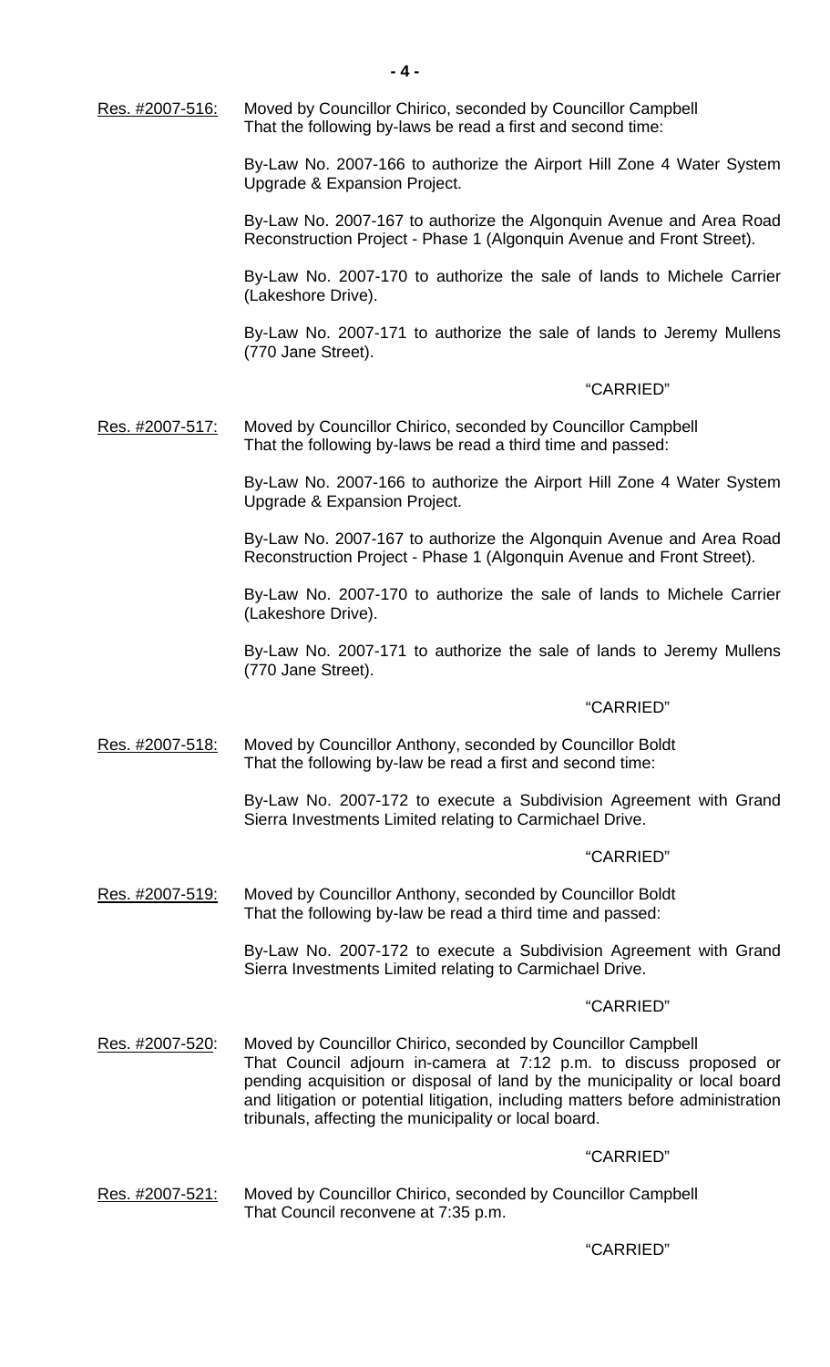Res. #2007-516: Moved by Councillor Chirico, seconded by Councillor Campbell
That the following by-laws be read a first and second time:

By-Law No. 2007-166 to authorize the Airport Hill Zone 4 Water System Upgrade & Expansion Project.

By-Law No. 2007-167 to authorize the Algonquin Avenue and Area Road Reconstruction Project - Phase 1 (Algonquin Avenue and Front Street).

By-Law No. 2007-170 to authorize the sale of lands to Michele Carrier (Lakeshore Drive).

By-Law No. 2007-171 to authorize the sale of lands to Jeremy Mullens (770 Jane Street).

"CARRIED"

Res. #2007-517: Moved by Councillor Chirico, seconded by Councillor Campbell
That the following by-laws be read a third time and passed:

By-Law No. 2007-166 to authorize the Airport Hill Zone 4 Water System Upgrade & Expansion Project.

By-Law No. 2007-167 to authorize the Algonquin Avenue and Area Road Reconstruction Project - Phase 1 (Algonquin Avenue and Front Street).

By-Law No. 2007-170 to authorize the sale of lands to Michele Carrier (Lakeshore Drive).

By-Law No. 2007-171 to authorize the sale of lands to Jeremy Mullens (770 Jane Street).

"CARRIED"

Res. #2007-518: Moved by Councillor Anthony, seconded by Councillor Boldt
That the following by-law be read a first and second time:

By-Law No. 2007-172 to execute a Subdivision Agreement with Grand Sierra Investments Limited relating to Carmichael Drive.

"CARRIED"

Res. #2007-519: Moved by Councillor Anthony, seconded by Councillor Boldt
That the following by-law be read a third time and passed:

By-Law No. 2007-172 to execute a Subdivision Agreement with Grand Sierra Investments Limited relating to Carmichael Drive.

"CARRIED"

Res. #2007-520: Moved by Councillor Chirico, seconded by Councillor Campbell
That Council adjourn in-camera at 7:12 p.m. to discuss proposed or pending acquisition or disposal of land by the municipality or local board and litigation or potential litigation, including matters before administration tribunals, affecting the municipality or local board.

"CARRIED"

Res. #2007-521: Moved by Councillor Chirico, seconded by Councillor Campbell
That Council reconvene at 7:35 p.m.

"CARRIED"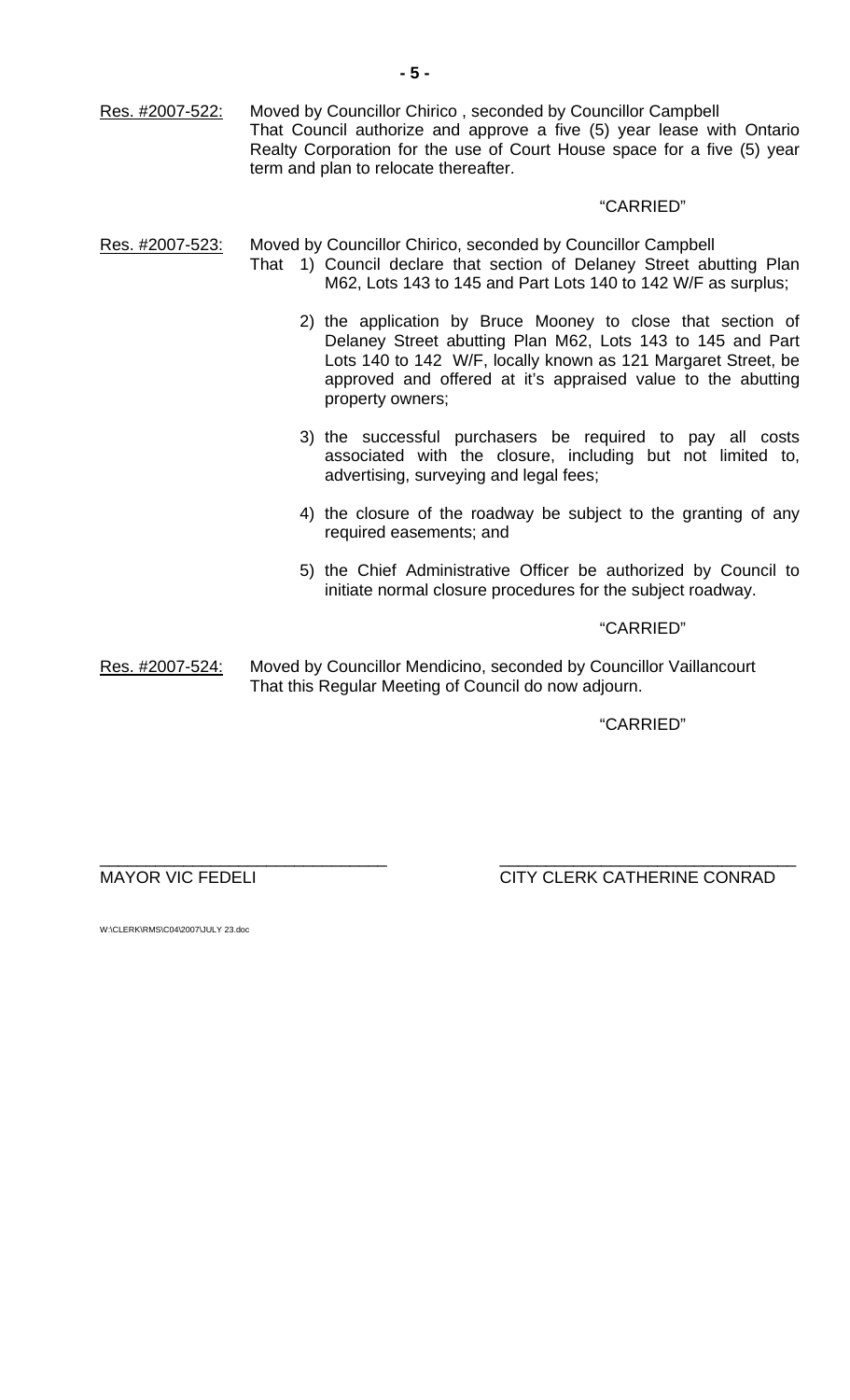Res. #2007-522: Moved by Councillor Chirico , seconded by Councillor Campbell
That Council authorize and approve a five (5) year lease with Ontario Realty Corporation for the use of Court House space for a five (5) year term and plan to relocate thereafter.

"CARRIED"

Res. #2007-523: Moved by Councillor Chirico, seconded by Councillor Campbell
That 1) Council declare that section of Delaney Street abutting Plan M62, Lots 143 to 145 and Part Lots 140 to 142 W/F as surplus;

2) the application by Bruce Mooney to close that section of Delaney Street abutting Plan M62, Lots 143 to 145 and Part Lots 140 to 142 W/F, locally known as 121 Margaret Street, be approved and offered at it's appraised value to the abutting property owners;

3) the successful purchasers be required to pay all costs associated with the closure, including but not limited to, advertising, surveying and legal fees;

4) the closure of the roadway be subject to the granting of any required easements; and

5) the Chief Administrative Officer be authorized by Council to initiate normal closure procedures for the subject roadway.

"CARRIED"

Res. #2007-524: Moved by Councillor Mendicino, seconded by Councillor Vaillancourt
That this Regular Meeting of Council do now adjourn.

"CARRIED"

_______________________________ _______________________________
MAYOR VIC FEDELI CITY CLERK CATHERINE CONRAD

W:\CLERK\RMS\C04\2007\JULY 23.doc